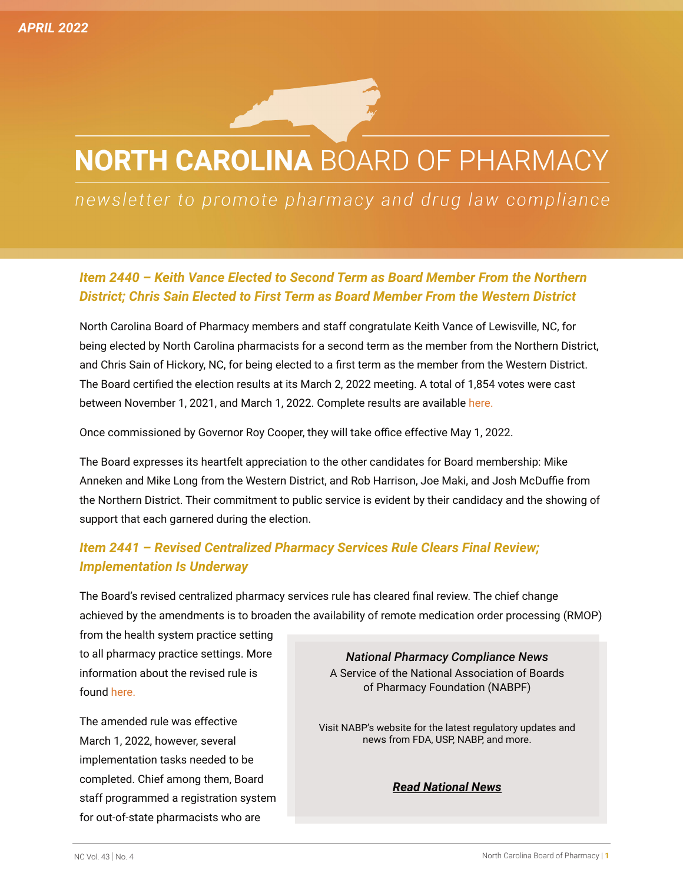APRIL 2022

# NORTH CAROLINA BOARD OF PHARMACY

*newsletter to promote pharmacy and drug law compliance*

## *Item 2440 – Keith Vance Elected to Second Term as Board Member From the Northern District; Chris Sain Elected to First Term as Board Member From the Western District*

North Carolina Board of Pharmacy members and staff congratulate Keith Vance of Lewisville, NC, for being elected by North Carolina pharmacists for a second term as the member from the Northern District, and Chris Sain of Hickory, NC, for being elected to a first term as the member from the Western District. The Board certified the election results at its March 2, 2022 meeting. A total of 1,854 votes were cast between November 1, 2021, and March 1, 2022. Complete results are available here.

Once commissioned by Governor Roy Cooper, they will take office effective May 1, 2022.

The Board expresses its heartfelt appreciation to the other candidates for Board membership: Mike Anneken and Mike Long from the Western District, and Rob Harrison, Joe Maki, and Josh McDuffie from the Northern District. Their commitment to public service is evident by their candidacy and the showing of support that each garnered during the election.

## *Item 2441 – Revised Centralized Pharmacy Services Rule Clears Final Review; Implementation Is Underway*

The Board's revised centralized pharmacy services rule has cleared final review. The chief change achieved by the amendments is to broaden the availability of remote medication order processing (RMOP) from the health system practice setting to all pharmacy practice settings. More information about the revised rule is found here.

The amended rule was effective March 1, 2022, however, several implementation tasks needed to be completed. Chief among them, Board staff programmed a registration system for out-of-state pharmacists who are

> ***National Pharmacy Compliance News***
> A Service of the National Association of Boards of Pharmacy Foundation (NABPF)
>
> Visit NABP's website for the latest regulatory updates and news from FDA, USP, NABP, and more.
>
> ***Read National News***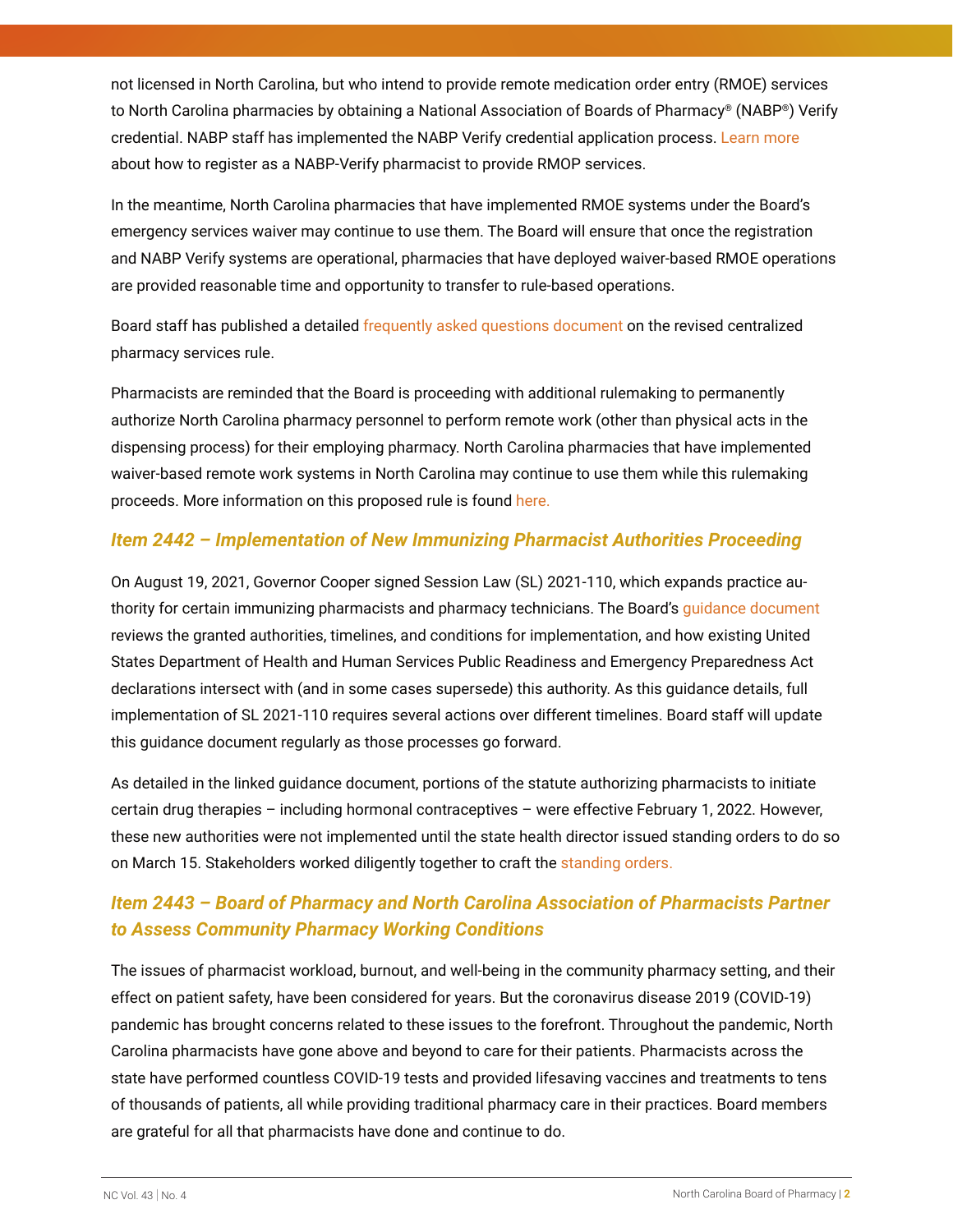not licensed in North Carolina, but who intend to provide remote medication order entry (RMOE) services to North Carolina pharmacies by obtaining a National Association of Boards of Pharmacy® (NABP®) Verify credential. NABP staff has implemented the NABP Verify credential application process. Learn more about how to register as a NABP-Verify pharmacist to provide RMOP services.

In the meantime, North Carolina pharmacies that have implemented RMOE systems under the Board's emergency services waiver may continue to use them. The Board will ensure that once the registration and NABP Verify systems are operational, pharmacies that have deployed waiver-based RMOE operations are provided reasonable time and opportunity to transfer to rule-based operations.

Board staff has published a detailed frequently asked questions document on the revised centralized pharmacy services rule.

Pharmacists are reminded that the Board is proceeding with additional rulemaking to permanently authorize North Carolina pharmacy personnel to perform remote work (other than physical acts in the dispensing process) for their employing pharmacy. North Carolina pharmacies that have implemented waiver-based remote work systems in North Carolina may continue to use them while this rulemaking proceeds. More information on this proposed rule is found here.

### *Item 2442 – Implementation of New Immunizing Pharmacist Authorities Proceeding*

On August 19, 2021, Governor Cooper signed Session Law (SL) 2021-110, which expands practice authority for certain immunizing pharmacists and pharmacy technicians. The Board's guidance document reviews the granted authorities, timelines, and conditions for implementation, and how existing United States Department of Health and Human Services Public Readiness and Emergency Preparedness Act declarations intersect with (and in some cases supersede) this authority. As this guidance details, full implementation of SL 2021-110 requires several actions over different timelines. Board staff will update this guidance document regularly as those processes go forward.

As detailed in the linked guidance document, portions of the statute authorizing pharmacists to initiate certain drug therapies – including hormonal contraceptives – were effective February 1, 2022. However, these new authorities were not implemented until the state health director issued standing orders to do so on March 15. Stakeholders worked diligently together to craft the standing orders.

### *Item 2443 – Board of Pharmacy and North Carolina Association of Pharmacists Partner to Assess Community Pharmacy Working Conditions*

The issues of pharmacist workload, burnout, and well-being in the community pharmacy setting, and their effect on patient safety, have been considered for years. But the coronavirus disease 2019 (COVID-19) pandemic has brought concerns related to these issues to the forefront. Throughout the pandemic, North Carolina pharmacists have gone above and beyond to care for their patients. Pharmacists across the state have performed countless COVID-19 tests and provided lifesaving vaccines and treatments to tens of thousands of patients, all while providing traditional pharmacy care in their practices. Board members are grateful for all that pharmacists have done and continue to do.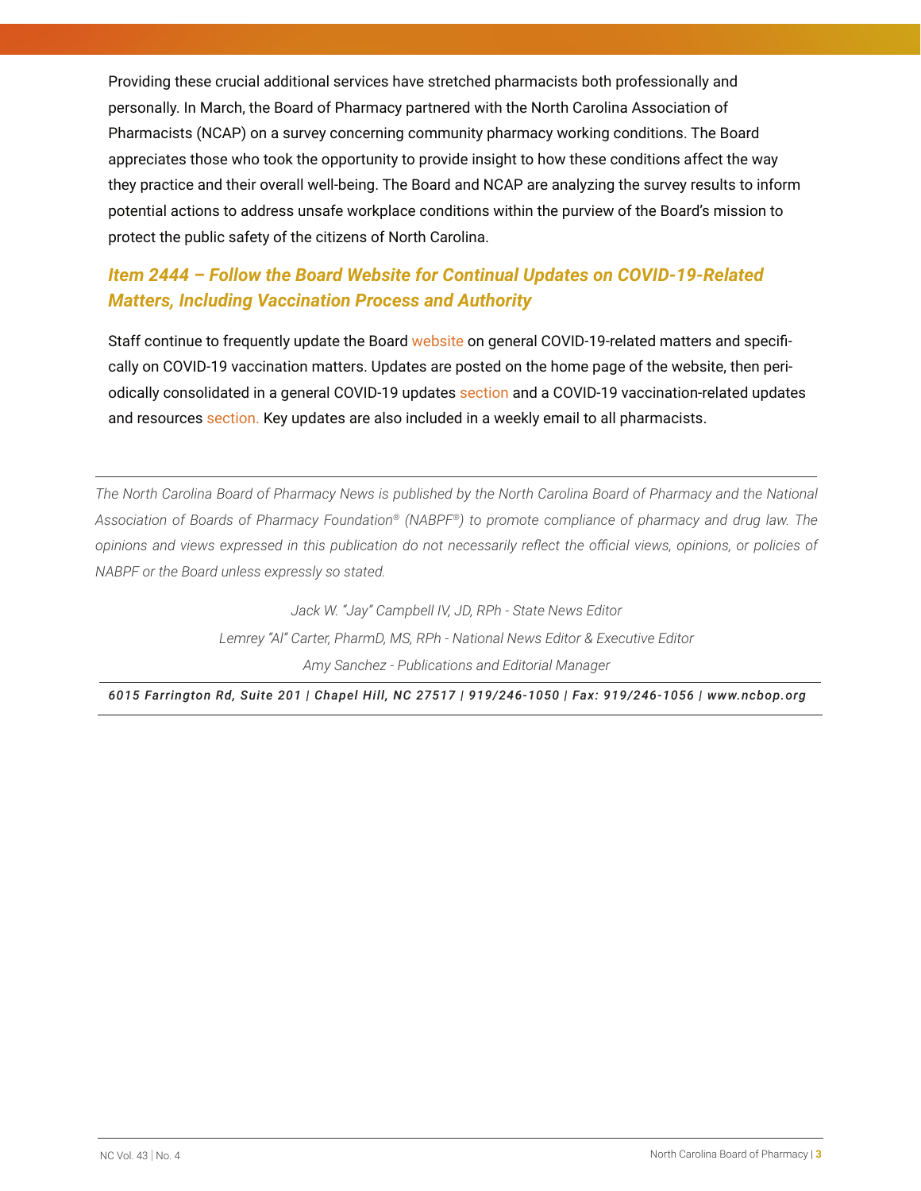Providing these crucial additional services have stretched pharmacists both professionally and personally. In March, the Board of Pharmacy partnered with the North Carolina Association of Pharmacists (NCAP) on a survey concerning community pharmacy working conditions. The Board appreciates those who took the opportunity to provide insight to how these conditions affect the way they practice and their overall well-being. The Board and NCAP are analyzing the survey results to inform potential actions to address unsafe workplace conditions within the purview of the Board's mission to protect the public safety of the citizens of North Carolina.

### *Item 2444 – Follow the Board Website for Continual Updates on COVID-19-Related Matters, Including Vaccination Process and Authority*

Staff continue to frequently update the Board website on general COVID-19-related matters and specifically on COVID-19 vaccination matters. Updates are posted on the home page of the website, then periodically consolidated in a general COVID-19 updates section and a COVID-19 vaccination-related updates and resources section. Key updates are also included in a weekly email to all pharmacists.

---

*The North Carolina Board of Pharmacy News is published by the North Carolina Board of Pharmacy and the National Association of Boards of Pharmacy Foundation® (NABPF®) to promote compliance of pharmacy and drug law. The opinions and views expressed in this publication do not necessarily reflect the official views, opinions, or policies of NABPF or the Board unless expressly so stated.*

*Jack W. "Jay" Campbell IV, JD, RPh - State News Editor*

*Lemrey "Al" Carter, PharmD, MS, RPh - National News Editor & Executive Editor*

*Amy Sanchez - Publications and Editorial Manager*

***6015 Farrington Rd, Suite 201 | Chapel Hill, NC 27517 | 919/246-1050 | Fax: 919/246-1056 | www.ncbop.org***